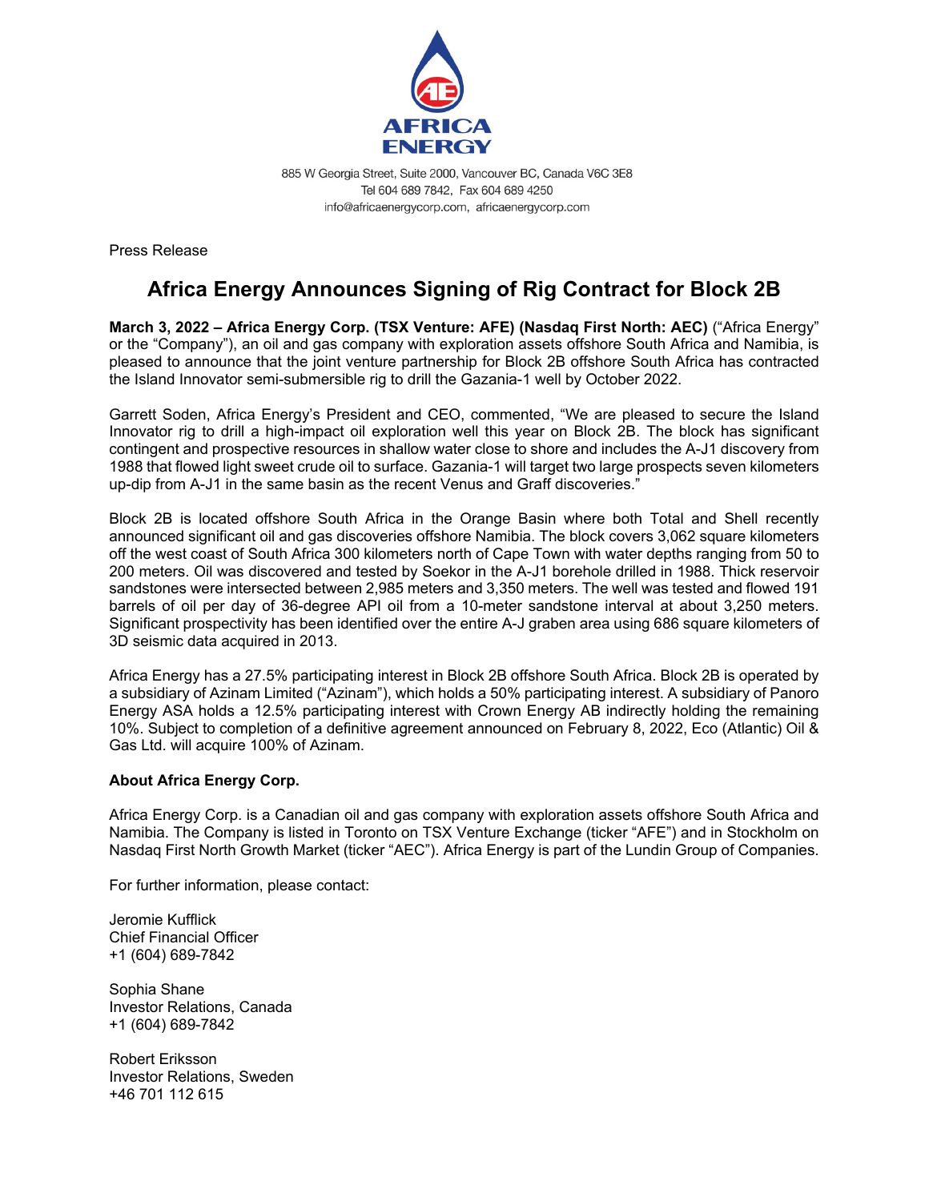AFRICA ENERGY

885 W Georgia Street, Suite 2000, Vancouver BC, Canada V6C 3E8
Tel 604 689 7842, Fax 604 689 4250
info@africaenergycorp.com, africaenergycorp.com

Press Release

# Africa Energy Announces Signing of Rig Contract for Block 2B

**March 3, 2022 – Africa Energy Corp. (TSX Venture: AFE) (Nasdaq First North: AEC)** ("Africa Energy" or the "Company"), an oil and gas company with exploration assets offshore South Africa and Namibia, is pleased to announce that the joint venture partnership for Block 2B offshore South Africa has contracted the Island Innovator semi-submersible rig to drill the Gazania-1 well by October 2022.

Garrett Soden, Africa Energy's President and CEO, commented, "We are pleased to secure the Island Innovator rig to drill a high-impact oil exploration well this year on Block 2B. The block has significant contingent and prospective resources in shallow water close to shore and includes the A-J1 discovery from 1988 that flowed light sweet crude oil to surface. Gazania-1 will target two large prospects seven kilometers up-dip from A-J1 in the same basin as the recent Venus and Graff discoveries."

Block 2B is located offshore South Africa in the Orange Basin where both Total and Shell recently announced significant oil and gas discoveries offshore Namibia. The block covers 3,062 square kilometers off the west coast of South Africa 300 kilometers north of Cape Town with water depths ranging from 50 to 200 meters. Oil was discovered and tested by Soekor in the A-J1 borehole drilled in 1988. Thick reservoir sandstones were intersected between 2,985 meters and 3,350 meters. The well was tested and flowed 191 barrels of oil per day of 36-degree API oil from a 10-meter sandstone interval at about 3,250 meters. Significant prospectivity has been identified over the entire A-J graben area using 686 square kilometers of 3D seismic data acquired in 2013.

Africa Energy has a 27.5% participating interest in Block 2B offshore South Africa. Block 2B is operated by a subsidiary of Azinam Limited ("Azinam"), which holds a 50% participating interest. A subsidiary of Panoro Energy ASA holds a 12.5% participating interest with Crown Energy AB indirectly holding the remaining 10%. Subject to completion of a definitive agreement announced on February 8, 2022, Eco (Atlantic) Oil & Gas Ltd. will acquire 100% of Azinam.

**About Africa Energy Corp.**

Africa Energy Corp. is a Canadian oil and gas company with exploration assets offshore South Africa and Namibia. The Company is listed in Toronto on TSX Venture Exchange (ticker "AFE") and in Stockholm on Nasdaq First North Growth Market (ticker "AEC"). Africa Energy is part of the Lundin Group of Companies.

For further information, please contact:

Jeromie Kufflick
Chief Financial Officer
+1 (604) 689-7842

Sophia Shane
Investor Relations, Canada
+1 (604) 689-7842

Robert Eriksson
Investor Relations, Sweden
+46 701 112 615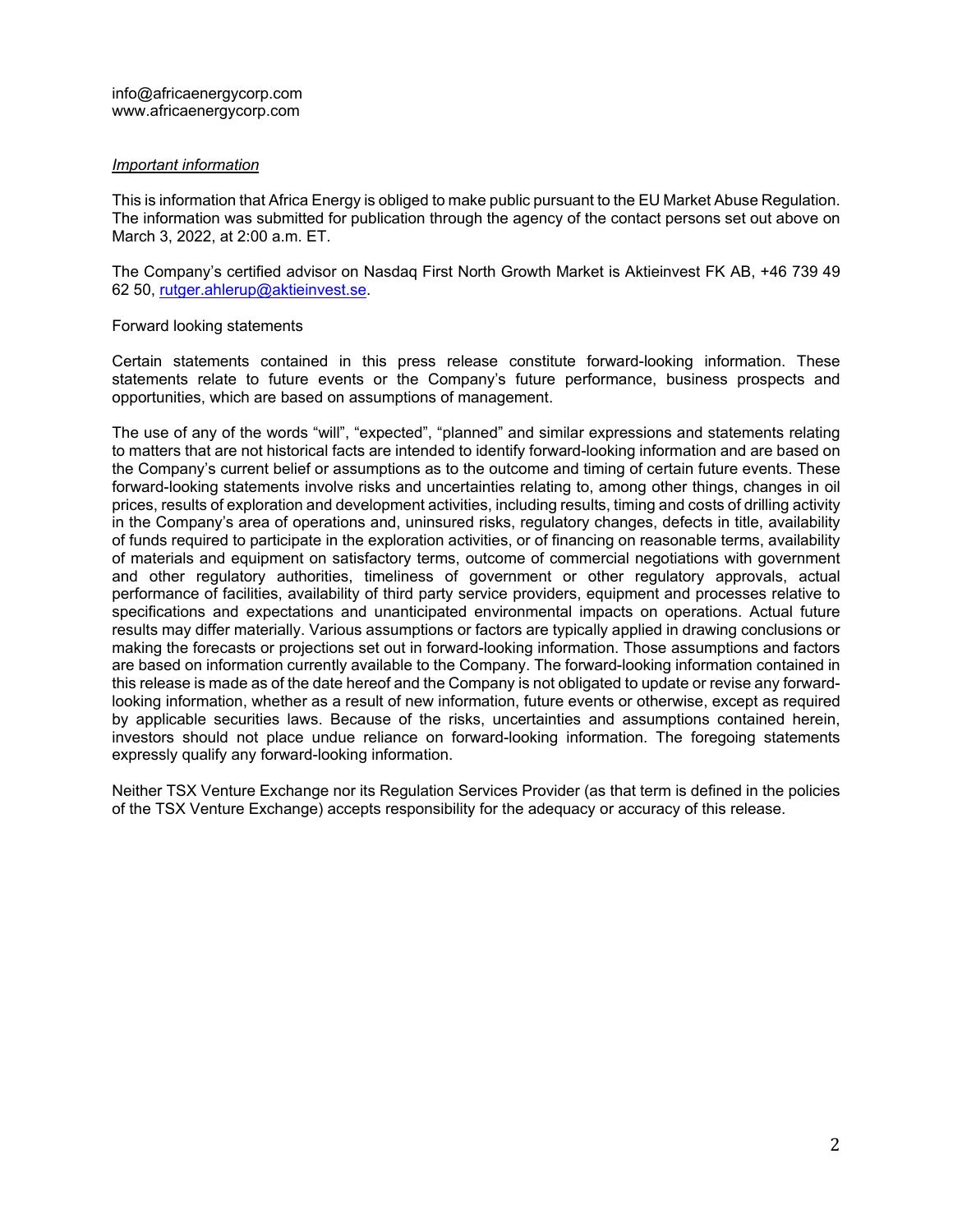info@africaenergycorp.com
www.africaenergycorp.com

*Important information*

This is information that Africa Energy is obliged to make public pursuant to the EU Market Abuse Regulation. The information was submitted for publication through the agency of the contact persons set out above on March 3, 2022, at 2:00 a.m. ET.

The Company's certified advisor on Nasdaq First North Growth Market is Aktieinvest FK AB, +46 739 49 62 50, rutger.ahlerup@aktieinvest.se.

Forward looking statements

Certain statements contained in this press release constitute forward-looking information. These statements relate to future events or the Company's future performance, business prospects and opportunities, which are based on assumptions of management.

The use of any of the words "will", "expected", "planned" and similar expressions and statements relating to matters that are not historical facts are intended to identify forward-looking information and are based on the Company's current belief or assumptions as to the outcome and timing of certain future events. These forward-looking statements involve risks and uncertainties relating to, among other things, changes in oil prices, results of exploration and development activities, including results, timing and costs of drilling activity in the Company's area of operations and, uninsured risks, regulatory changes, defects in title, availability of funds required to participate in the exploration activities, or of financing on reasonable terms, availability of materials and equipment on satisfactory terms, outcome of commercial negotiations with government and other regulatory authorities, timeliness of government or other regulatory approvals, actual performance of facilities, availability of third party service providers, equipment and processes relative to specifications and expectations and unanticipated environmental impacts on operations. Actual future results may differ materially. Various assumptions or factors are typically applied in drawing conclusions or making the forecasts or projections set out in forward-looking information. Those assumptions and factors are based on information currently available to the Company. The forward-looking information contained in this release is made as of the date hereof and the Company is not obligated to update or revise any forward-looking information, whether as a result of new information, future events or otherwise, except as required by applicable securities laws. Because of the risks, uncertainties and assumptions contained herein, investors should not place undue reliance on forward-looking information. The foregoing statements expressly qualify any forward-looking information.

Neither TSX Venture Exchange nor its Regulation Services Provider (as that term is defined in the policies of the TSX Venture Exchange) accepts responsibility for the adequacy or accuracy of this release.